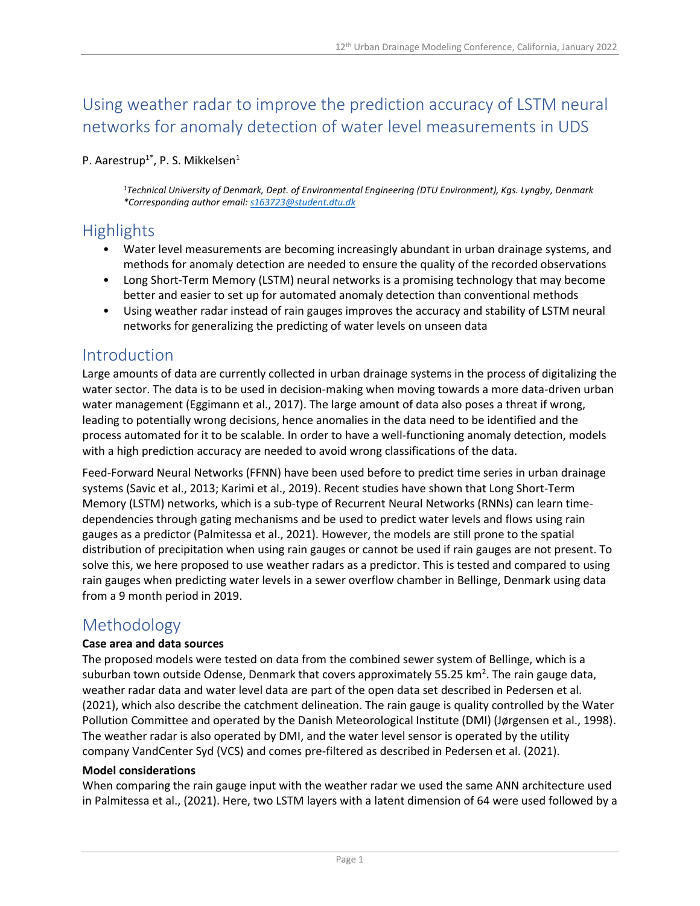# Using weather radar to improve the prediction accuracy of LSTM neural networks for anomaly detection of water level measurements in UDS

P. Aarestrup[1*], P. S. Mikkelsen[1]

*[1]Technical University of Denmark, Dept. of Environmental Engineering (DTU Environment), Kgs. Lyngby, Denmark*
*\*Corresponding author email: s163723@student.dtu.dk*

## Highlights

- Water level measurements are becoming increasingly abundant in urban drainage systems, and methods for anomaly detection are needed to ensure the quality of the recorded observations
- Long Short-Term Memory (LSTM) neural networks is a promising technology that may become better and easier to set up for automated anomaly detection than conventional methods
- Using weather radar instead of rain gauges improves the accuracy and stability of LSTM neural networks for generalizing the predicting of water levels on unseen data

## Introduction

Large amounts of data are currently collected in urban drainage systems in the process of digitalizing the water sector. The data is to be used in decision-making when moving towards a more data-driven urban water management (Eggimann et al., 2017). The large amount of data also poses a threat if wrong, leading to potentially wrong decisions, hence anomalies in the data need to be identified and the process automated for it to be scalable. In order to have a well-functioning anomaly detection, models with a high prediction accuracy are needed to avoid wrong classifications of the data.

Feed-Forward Neural Networks (FFNN) have been used before to predict time series in urban drainage systems (Savic et al., 2013; Karimi et al., 2019). Recent studies have shown that Long Short-Term Memory (LSTM) networks, which is a sub-type of Recurrent Neural Networks (RNNs) can learn time-dependencies through gating mechanisms and be used to predict water levels and flows using rain gauges as a predictor (Palmitessa et al., 2021). However, the models are still prone to the spatial distribution of precipitation when using rain gauges or cannot be used if rain gauges are not present. To solve this, we here proposed to use weather radars as a predictor. This is tested and compared to using rain gauges when predicting water levels in a sewer overflow chamber in Bellinge, Denmark using data from a 9 month period in 2019.

## Methodology

**Case area and data sources**

The proposed models were tested on data from the combined sewer system of Bellinge, which is a suburban town outside Odense, Denmark that covers approximately 55.25 km$^2$. The rain gauge data, weather radar data and water level data are part of the open data set described in Pedersen et al. (2021), which also describe the catchment delineation. The rain gauge is quality controlled by the Water Pollution Committee and operated by the Danish Meteorological Institute (DMI) (Jørgensen et al., 1998). The weather radar is also operated by DMI, and the water level sensor is operated by the utility company VandCenter Syd (VCS) and comes pre-filtered as described in Pedersen et al. (2021).

**Model considerations**

When comparing the rain gauge input with the weather radar we used the same ANN architecture used in Palmitessa et al., (2021). Here, two LSTM layers with a latent dimension of 64 were used followed by a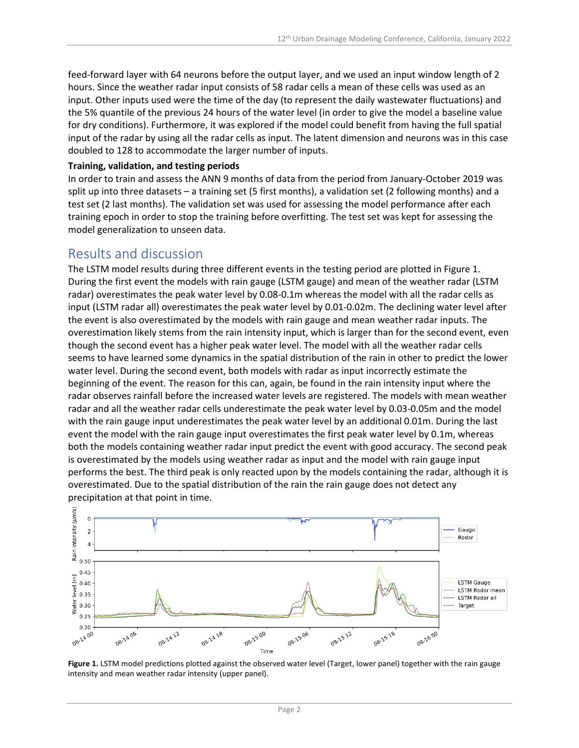feed-forward layer with 64 neurons before the output layer, and we used an input window length of 2 hours. Since the weather radar input consists of 58 radar cells a mean of these cells was used as an input. Other inputs used were the time of the day (to represent the daily wastewater fluctuations) and the 5% quantile of the previous 24 hours of the water level (in order to give the model a baseline value for dry conditions). Furthermore, it was explored if the model could benefit from having the full spatial input of the radar by using all the radar cells as input. The latent dimension and neurons was in this case doubled to 128 to accommodate the larger number of inputs.

**Training, validation, and testing periods**

In order to train and assess the ANN 9 months of data from the period from January-October 2019 was split up into three datasets – a training set (5 first months), a validation set (2 following months) and a test set (2 last months). The validation set was used for assessing the model performance after each training epoch in order to stop the training before overfitting. The test set was kept for assessing the model generalization to unseen data.

## Results and discussion

The LSTM model results during three different events in the testing period are plotted in Figure 1. During the first event the models with rain gauge (LSTM gauge) and mean of the weather radar (LSTM radar) overestimates the peak water level by 0.08-0.1m whereas the model with all the radar cells as input (LSTM radar all) overestimates the peak water level by 0.01-0.02m. The declining water level after the event is also overestimated by the models with rain gauge and mean weather radar inputs. The overestimation likely stems from the rain intensity input, which is larger than for the second event, even though the second event has a higher peak water level. The model with all the weather radar cells seems to have learned some dynamics in the spatial distribution of the rain in other to predict the lower water level. During the second event, both models with radar as input incorrectly estimate the beginning of the event. The reason for this can, again, be found in the rain intensity input where the radar observes rainfall before the increased water levels are registered. The models with mean weather radar and all the weather radar cells underestimate the peak water level by 0.03-0.05m and the model with the rain gauge input underestimates the peak water level by an additional 0.01m. During the last event the model with the rain gauge input overestimates the first peak water level by 0.1m, whereas both the models containing weather radar input predict the event with good accuracy. The second peak is overestimated by the models using weather radar as input and the model with rain gauge input performs the best. The third peak is only reacted upon by the models containing the radar, although it is overestimated. Due to the spatial distribution of the rain the rain gauge does not detect any precipitation at that point in time.

**Figure 1.** LSTM model predictions plotted against the observed water level (Target, lower panel) together with the rain gauge intensity and mean weather radar intensity (upper panel).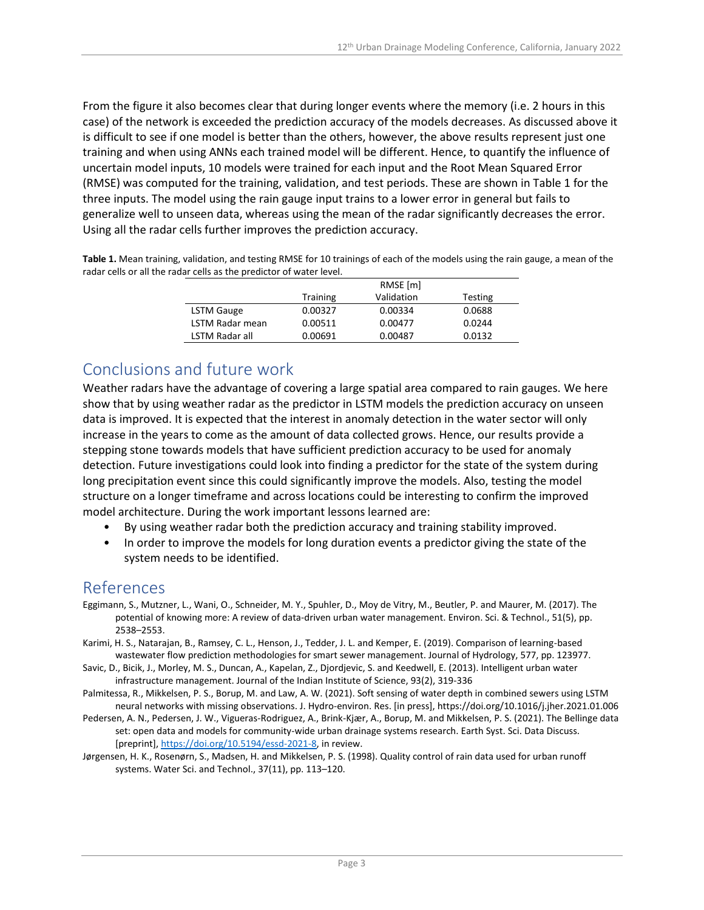From the figure it also becomes clear that during longer events where the memory (i.e. 2 hours in this case) of the network is exceeded the prediction accuracy of the models decreases. As discussed above it is difficult to see if one model is better than the others, however, the above results represent just one training and when using ANNs each trained model will be different. Hence, to quantify the influence of uncertain model inputs, 10 models were trained for each input and the Root Mean Squared Error (RMSE) was computed for the training, validation, and test periods. These are shown in Table 1 for the three inputs. The model using the rain gauge input trains to a lower error in general but fails to generalize well to unseen data, whereas using the mean of the radar significantly decreases the error. Using all the radar cells further improves the prediction accuracy.

**Table 1.** Mean training, validation, and testing RMSE for 10 trainings of each of the models using the rain gauge, a mean of the radar cells or all the radar cells as the predictor of water level.

| | RMSE [m] | | |
|---|---|---|---|
| | Training | Validation | Testing |
| LSTM Gauge | 0.00327 | 0.00334 | 0.0688 |
| LSTM Radar mean | 0.00511 | 0.00477 | 0.0244 |
| LSTM Radar all | 0.00691 | 0.00487 | 0.0132 |

## Conclusions and future work

Weather radars have the advantage of covering a large spatial area compared to rain gauges. We here show that by using weather radar as the predictor in LSTM models the prediction accuracy on unseen data is improved. It is expected that the interest in anomaly detection in the water sector will only increase in the years to come as the amount of data collected grows. Hence, our results provide a stepping stone towards models that have sufficient prediction accuracy to be used for anomaly detection. Future investigations could look into finding a predictor for the state of the system during long precipitation event since this could significantly improve the models. Also, testing the model structure on a longer timeframe and across locations could be interesting to confirm the improved model architecture. During the work important lessons learned are:

- By using weather radar both the prediction accuracy and training stability improved.
- In order to improve the models for long duration events a predictor giving the state of the system needs to be identified.

## References

Eggimann, S., Mutzner, L., Wani, O., Schneider, M. Y., Spuhler, D., Moy de Vitry, M., Beutler, P. and Maurer, M. (2017). The potential of knowing more: A review of data-driven urban water management. Environ. Sci. & Technol., 51(5), pp. 2538–2553.

Karimi, H. S., Natarajan, B., Ramsey, C. L., Henson, J., Tedder, J. L. and Kemper, E. (2019). Comparison of learning-based wastewater flow prediction methodologies for smart sewer management. Journal of Hydrology, 577, pp. 123977.

Savic, D., Bicik, J., Morley, M. S., Duncan, A., Kapelan, Z., Djordjevic, S. and Keedwell, E. (2013). Intelligent urban water infrastructure management. Journal of the Indian Institute of Science, 93(2), 319-336

Palmitessa, R., Mikkelsen, P. S., Borup, M. and Law, A. W. (2021). Soft sensing of water depth in combined sewers using LSTM neural networks with missing observations. J. Hydro-environ. Res. [in press], https://doi.org/10.1016/j.jher.2021.01.006

Pedersen, A. N., Pedersen, J. W., Vigueras-Rodriguez, A., Brink-Kjær, A., Borup, M. and Mikkelsen, P. S. (2021). The Bellinge data set: open data and models for community-wide urban drainage systems research. Earth Syst. Sci. Data Discuss. [preprint], https://doi.org/10.5194/essd-2021-8, in review.

Jørgensen, H. K., Rosenørn, S., Madsen, H. and Mikkelsen, P. S. (1998). Quality control of rain data used for urban runoff systems. Water Sci. and Technol., 37(11), pp. 113–120.